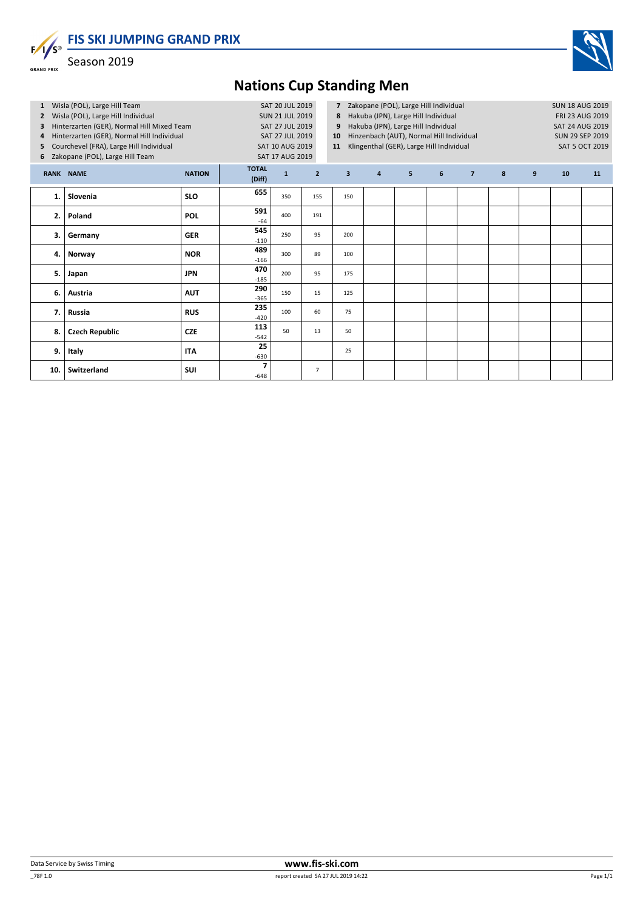# FIS SKI JUMPING GRAND PRIX

Season 2019

## Nations Cup Standing Men

| | Event | Date |
|---|---|---|
| 1 | Wisla (POL), Large Hill Team | SAT 20 JUL 2019 |
| 2 | Wisla (POL), Large Hill Individual | SUN 21 JUL 2019 |
| 3 | Hinterzarten (GER), Normal Hill Mixed Team | SAT 27 JUL 2019 |
| 4 | Hinterzarten (GER), Normal Hill Individual | SAT 27 JUL 2019 |
| 5 | Courchevel (FRA), Large Hill Individual | SAT 10 AUG 2019 |
| 6 | Zakopane (POL), Large Hill Team | SAT 17 AUG 2019 |
| 7 | Zakopane (POL), Large Hill Individual | SUN 18 AUG 2019 |
| 8 | Hakuba (JPN), Large Hill Individual | FRI 23 AUG 2019 |
| 9 | Hakuba (JPN), Large Hill Individual | SAT 24 AUG 2019 |
| 10 | Hinzenbach (AUT), Normal Hill Individual | SUN 29 SEP 2019 |
| 11 | Klingenthal (GER), Large Hill Individual | SAT 5 OCT 2019 |

| RANK | NAME | NATION | TOTAL (Diff) | 1 | 2 | 3 | 4 | 5 | 6 | 7 | 8 | 9 | 10 | 11 |
|---|---|---|---|---|---|---|---|---|---|---|---|---|---|---|
| 1. | Slovenia | SLO | 655 | 350 | 155 | 150 | | | | | | | | |
| 2. | Poland | POL | 591 -64 | 400 | 191 | | | | | | | | | |
| 3. | Germany | GER | 545 -110 | 250 | 95 | 200 | | | | | | | | |
| 4. | Norway | NOR | 489 -166 | 300 | 89 | 100 | | | | | | | | |
| 5. | Japan | JPN | 470 -185 | 200 | 95 | 175 | | | | | | | | |
| 6. | Austria | AUT | 290 -365 | 150 | 15 | 125 | | | | | | | | |
| 7. | Russia | RUS | 235 -420 | 100 | 60 | 75 | | | | | | | | |
| 8. | Czech Republic | CZE | 113 -542 | 50 | 13 | 50 | | | | | | | | |
| 9. | Italy | ITA | 25 -630 | | | 25 | | | | | | | | |
| 10. | Switzerland | SUI | 7 -648 | | 7 | | | | | | | | | |

Data Service by Swiss Timing

www.fis-ski.com

_78F 1.0

report created SA 27 JUL 2019 14:22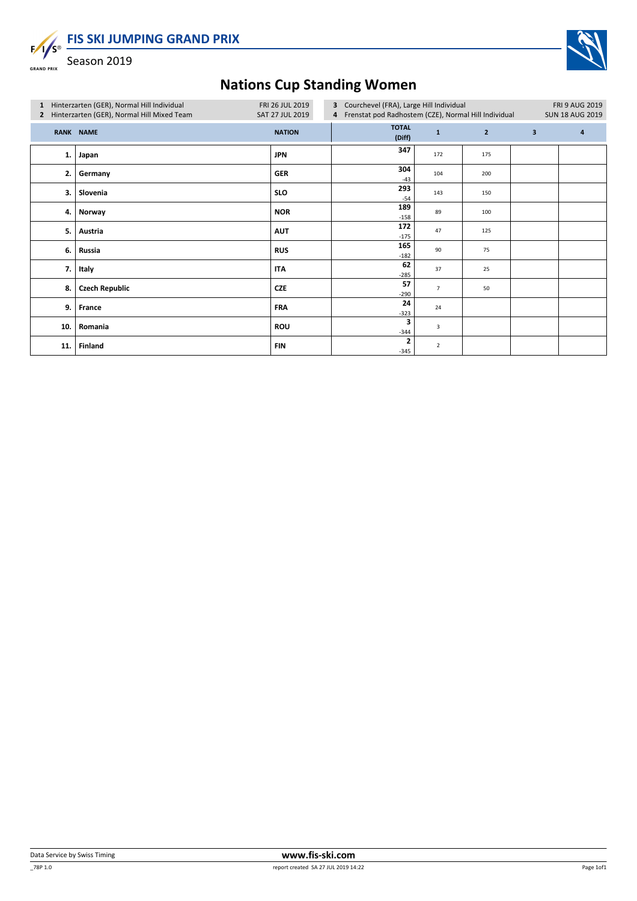# FIS SKI JUMPING GRAND PRIX

Season 2019

## Nations Cup Standing Women

| | | | |
|---|---|---|---|
| 1 | Hinterzarten (GER), Normal Hill Individual | FRI 26 JUL 2019 | |
| 2 | Hinterzarten (GER), Normal Hill Mixed Team | SAT 27 JUL 2019 | |
| 3 | Courchevel (FRA), Large Hill Individual | FRI 9 AUG 2019 | |
| 4 | Frenstat pod Radhostem (CZE), Normal Hill Individual | SUN 18 AUG 2019 | |

| RANK | NAME | NATION | TOTAL (Diff) | 1 | 2 | 3 | 4 |
|---|---|---|---|---|---|---|---|
| 1. | Japan | JPN | 347 | 172 | 175 | | |
| 2. | Germany | GER | 304 -43 | 104 | 200 | | |
| 3. | Slovenia | SLO | 293 -54 | 143 | 150 | | |
| 4. | Norway | NOR | 189 -158 | 89 | 100 | | |
| 5. | Austria | AUT | 172 -175 | 47 | 125 | | |
| 6. | Russia | RUS | 165 -182 | 90 | 75 | | |
| 7. | Italy | ITA | 62 -285 | 37 | 25 | | |
| 8. | Czech Republic | CZE | 57 -290 | 7 | 50 | | |
| 9. | France | FRA | 24 -323 | 24 | | | |
| 10. | Romania | ROU | 3 -344 | 3 | | | |
| 11. | Finland | FIN | 2 -345 | 2 | | | |

Data Service by Swiss Timing

www.fis-ski.com

_78P 1.0

report created SA 27 JUL 2019 14:22